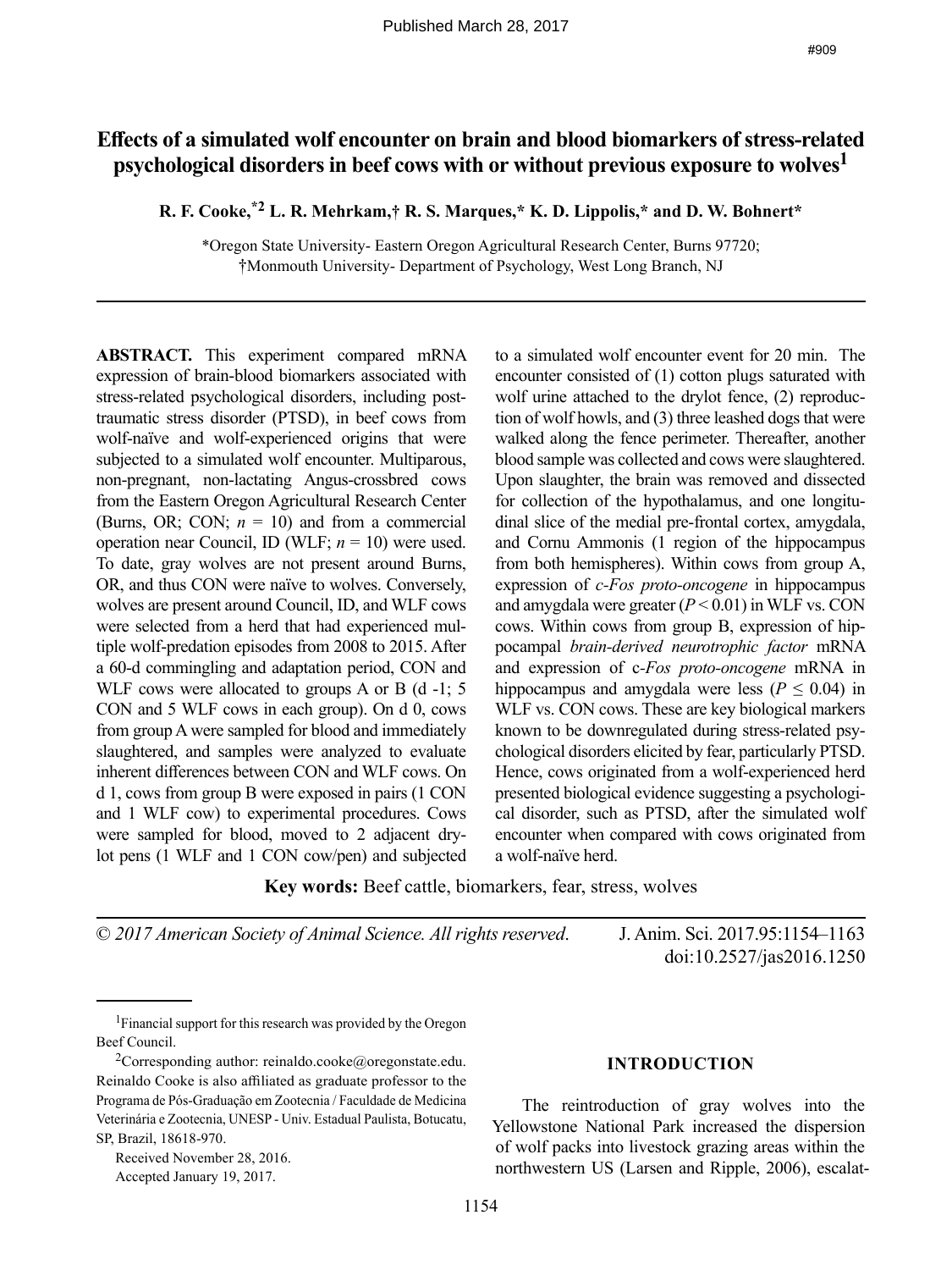Published March 28, 2017

#909

# Effects of a simulated wolf encounter on brain and blood biomarkers of stress-related psychological disorders in beef cows with or without previous exposure to wolves[1]

**R. F. Cooke,\*[2] L. R. Mehrkam,† R. S. Marques,\* K. D. Lippolis,\* and D. W. Bohnert\***

\*Oregon State University- Eastern Oregon Agricultural Research Center, Burns 97720;
†Monmouth University- Department of Psychology, West Long Branch, NJ

**ABSTRACT.** This experiment compared mRNA expression of brain-blood biomarkers associated with stress-related psychological disorders, including post-traumatic stress disorder (PTSD), in beef cows from wolf-naïve and wolf-experienced origins that were subjected to a simulated wolf encounter. Multiparous, non-pregnant, non-lactating Angus-crossbred cows from the Eastern Oregon Agricultural Research Center (Burns, OR; CON; $n$ = 10) and from a commercial operation near Council, ID (WLF; $n$ = 10) were used. To date, gray wolves are not present around Burns, OR, and thus CON were naïve to wolves. Conversely, wolves are present around Council, ID, and WLF cows were selected from a herd that had experienced multiple wolf-predation episodes from 2008 to 2015. After a 60-d commingling and adaptation period, CON and WLF cows were allocated to groups A or B (d -1; 5 CON and 5 WLF cows in each group). On d 0, cows from group A were sampled for blood and immediately slaughtered, and samples were analyzed to evaluate inherent differences between CON and WLF cows. On d 1, cows from group B were exposed in pairs (1 CON and 1 WLF cow) to experimental procedures. Cows were sampled for blood, moved to 2 adjacent drylot pens (1 WLF and 1 CON cow/pen) and subjected to a simulated wolf encounter event for 20 min. The encounter consisted of (1) cotton plugs saturated with wolf urine attached to the drylot fence, (2) reproduction of wolf howls, and (3) three leashed dogs that were walked along the fence perimeter. Thereafter, another blood sample was collected and cows were slaughtered. Upon slaughter, the brain was removed and dissected for collection of the hypothalamus, and one longitudinal slice of the medial pre-frontal cortex, amygdala, and Cornu Ammonis (1 region of the hippocampus from both hemispheres). Within cows from group A, expression of *c-Fos proto-oncogene* in hippocampus and amygdala were greater ($P$ < 0.01) in WLF vs. CON cows. Within cows from group B, expression of hippocampal *brain-derived neurotrophic factor* mRNA and expression of c-*Fos proto-oncogene* mRNA in hippocampus and amygdala were less ($P \leq 0.04$) in WLF vs. CON cows. These are key biological markers known to be downregulated during stress-related psychological disorders elicited by fear, particularly PTSD. Hence, cows originated from a wolf-experienced herd presented biological evidence suggesting a psychological disorder, such as PTSD, after the simulated wolf encounter when compared with cows originated from a wolf-naïve herd.

**Key words:** Beef cattle, biomarkers, fear, stress, wolves

*© 2017 American Society of Animal Science. All rights reserved.* J. Anim. Sci. 2017.95:1154–1163 doi:10.2527/jas2016.1250

[1]Financial support for this research was provided by the Oregon Beef Council.

[2]Corresponding author: reinaldo.cooke@oregonstate.edu. Reinaldo Cooke is also affiliated as graduate professor to the Programa de Pós-Graduação em Zootecnia / Faculdade de Medicina Veterinária e Zootecnia, UNESP - Univ. Estadual Paulista, Botucatu, SP, Brazil, 18618-970.

Received November 28, 2016.
Accepted January 19, 2017.

## INTRODUCTION

The reintroduction of gray wolves into the Yellowstone National Park increased the dispersion of wolf packs into livestock grazing areas within the northwestern US (Larsen and Ripple, 2006), escalat-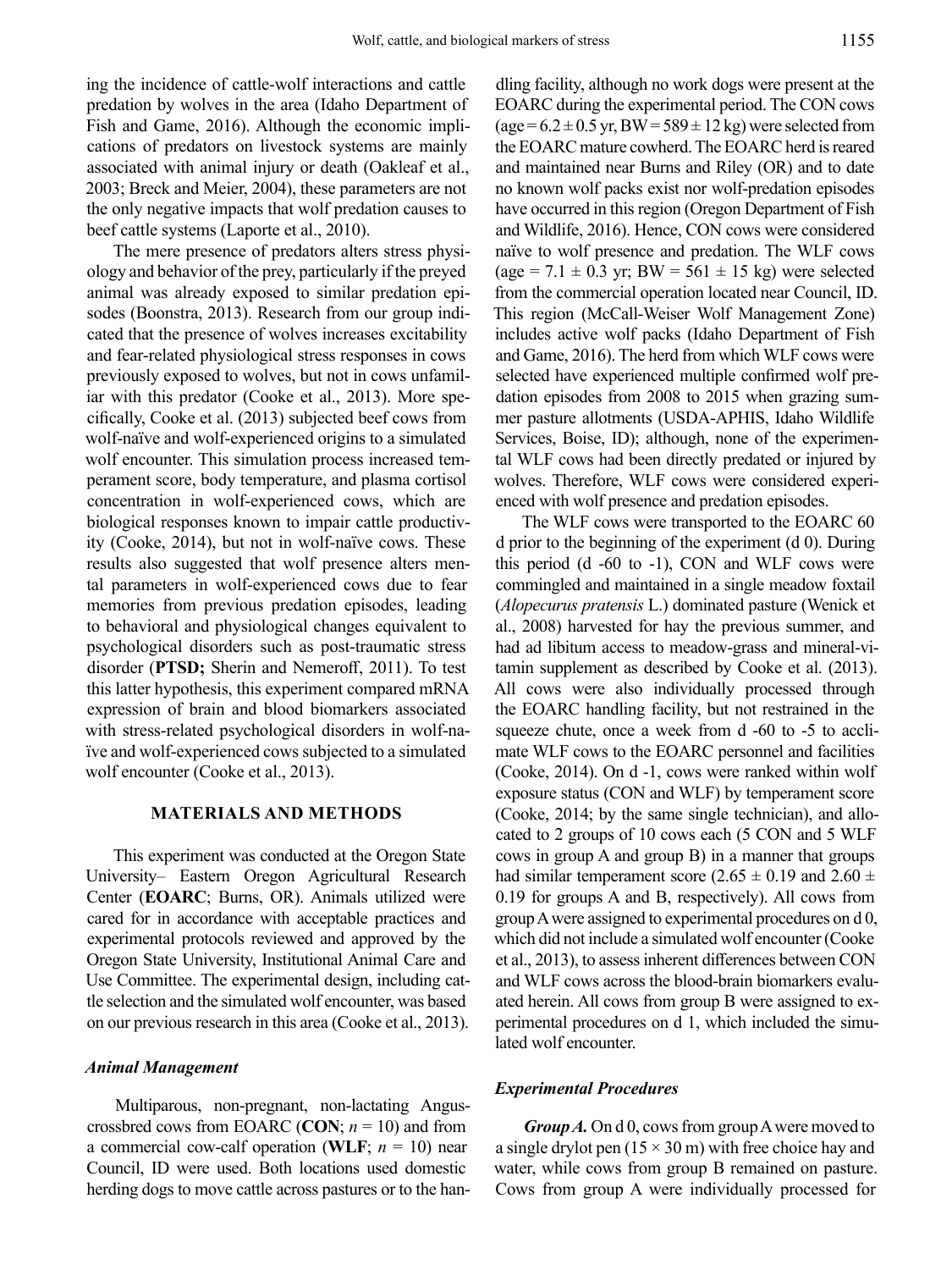ing the incidence of cattle-wolf interactions and cattle predation by wolves in the area (Idaho Department of Fish and Game, 2016). Although the economic implications of predators on livestock systems are mainly associated with animal injury or death (Oakleaf et al., 2003; Breck and Meier, 2004), these parameters are not the only negative impacts that wolf predation causes to beef cattle systems (Laporte et al., 2010).

The mere presence of predators alters stress physiology and behavior of the prey, particularly if the preyed animal was already exposed to similar predation episodes (Boonstra, 2013). Research from our group indicated that the presence of wolves increases excitability and fear-related physiological stress responses in cows previously exposed to wolves, but not in cows unfamiliar with this predator (Cooke et al., 2013). More specifically, Cooke et al. (2013) subjected beef cows from wolf-naïve and wolf-experienced origins to a simulated wolf encounter. This simulation process increased temperament score, body temperature, and plasma cortisol concentration in wolf-experienced cows, which are biological responses known to impair cattle productivity (Cooke, 2014), but not in wolf-naïve cows. These results also suggested that wolf presence alters mental parameters in wolf-experienced cows due to fear memories from previous predation episodes, leading to behavioral and physiological changes equivalent to psychological disorders such as post-traumatic stress disorder (**PTSD;** Sherin and Nemeroff, 2011). To test this latter hypothesis, this experiment compared mRNA expression of brain and blood biomarkers associated with stress-related psychological disorders in wolf-naïve and wolf-experienced cows subjected to a simulated wolf encounter (Cooke et al., 2013).

## MATERIALS AND METHODS

This experiment was conducted at the Oregon State University– Eastern Oregon Agricultural Research Center (**EOARC**; Burns, OR). Animals utilized were cared for in accordance with acceptable practices and experimental protocols reviewed and approved by the Oregon State University, Institutional Animal Care and Use Committee. The experimental design, including cattle selection and the simulated wolf encounter, was based on our previous research in this area (Cooke et al., 2013).

### *Animal Management*

Multiparous, non-pregnant, non-lactating Angus-crossbred cows from EOARC (**CON**; *n* = 10) and from a commercial cow-calf operation (**WLF**; *n* = 10) near Council, ID were used. Both locations used domestic herding dogs to move cattle across pastures or to the handling facility, although no work dogs were present at the EOARC during the experimental period. The CON cows (age = 6.2 ± 0.5 yr, BW = 589 ± 12 kg) were selected from the EOARC mature cowherd. The EOARC herd is reared and maintained near Burns and Riley (OR) and to date no known wolf packs exist nor wolf-predation episodes have occurred in this region (Oregon Department of Fish and Wildlife, 2016). Hence, CON cows were considered naïve to wolf presence and predation. The WLF cows (age = 7.1 ± 0.3 yr; BW = 561 ± 15 kg) were selected from the commercial operation located near Council, ID. This region (McCall-Weiser Wolf Management Zone) includes active wolf packs (Idaho Department of Fish and Game, 2016). The herd from which WLF cows were selected have experienced multiple confirmed wolf predation episodes from 2008 to 2015 when grazing summer pasture allotments (USDA-APHIS, Idaho Wildlife Services, Boise, ID); although, none of the experimental WLF cows had been directly predated or injured by wolves. Therefore, WLF cows were considered experienced with wolf presence and predation episodes.

The WLF cows were transported to the EOARC 60 d prior to the beginning of the experiment (d 0). During this period (d -60 to -1), CON and WLF cows were commingled and maintained in a single meadow foxtail (*Alopecurus pratensis* L.) dominated pasture (Wenick et al., 2008) harvested for hay the previous summer, and had ad libitum access to meadow-grass and mineral-vitamin supplement as described by Cooke et al. (2013). All cows were also individually processed through the EOARC handling facility, but not restrained in the squeeze chute, once a week from d -60 to -5 to acclimate WLF cows to the EOARC personnel and facilities (Cooke, 2014). On d -1, cows were ranked within wolf exposure status (CON and WLF) by temperament score (Cooke, 2014; by the same single technician), and allocated to 2 groups of 10 cows each (5 CON and 5 WLF cows in group A and group B) in a manner that groups had similar temperament score (2.65 ± 0.19 and 2.60 ± 0.19 for groups A and B, respectively). All cows from group A were assigned to experimental procedures on d 0, which did not include a simulated wolf encounter (Cooke et al., 2013), to assess inherent differences between CON and WLF cows across the blood-brain biomarkers evaluated herein. All cows from group B were assigned to experimental procedures on d 1, which included the simulated wolf encounter.

### *Experimental Procedures*

***Group A.*** On d 0, cows from group A were moved to a single drylot pen (15 × 30 m) with free choice hay and water, while cows from group B remained on pasture. Cows from group A were individually processed for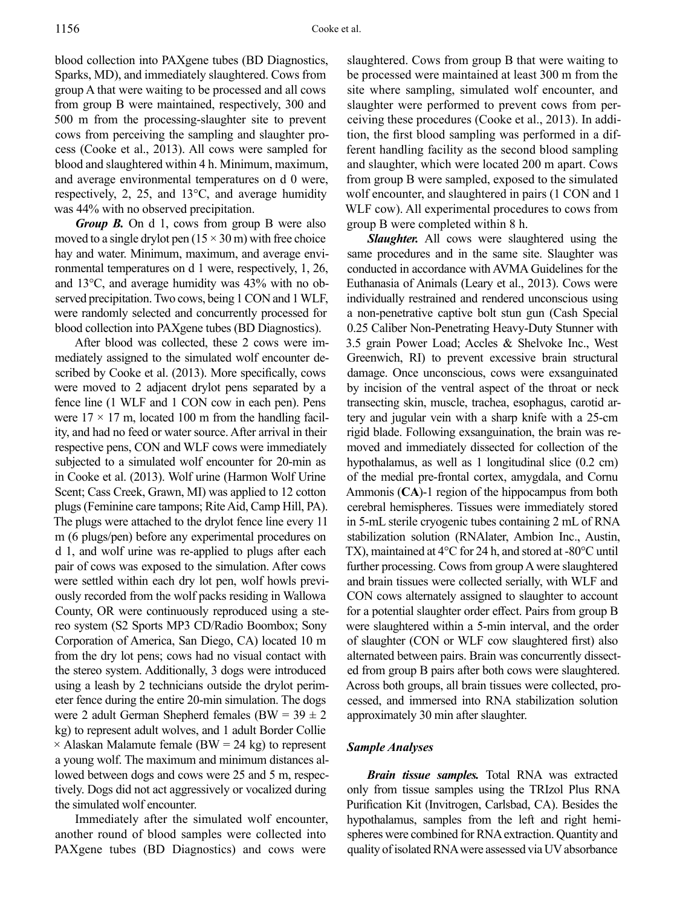blood collection into PAXgene tubes (BD Diagnostics, Sparks, MD), and immediately slaughtered. Cows from group A that were waiting to be processed and all cows from group B were maintained, respectively, 300 and 500 m from the processing-slaughter site to prevent cows from perceiving the sampling and slaughter process (Cooke et al., 2013). All cows were sampled for blood and slaughtered within 4 h. Minimum, maximum, and average environmental temperatures on d 0 were, respectively, 2, 25, and 13°C, and average humidity was 44% with no observed precipitation.

***Group B.*** On d 1, cows from group B were also moved to a single drylot pen (15 × 30 m) with free choice hay and water. Minimum, maximum, and average environmental temperatures on d 1 were, respectively, 1, 26, and 13°C, and average humidity was 43% with no observed precipitation. Two cows, being 1 CON and 1 WLF, were randomly selected and concurrently processed for blood collection into PAXgene tubes (BD Diagnostics).

After blood was collected, these 2 cows were immediately assigned to the simulated wolf encounter described by Cooke et al. (2013). More specifically, cows were moved to 2 adjacent drylot pens separated by a fence line (1 WLF and 1 CON cow in each pen). Pens were 17 × 17 m, located 100 m from the handling facility, and had no feed or water source. After arrival in their respective pens, CON and WLF cows were immediately subjected to a simulated wolf encounter for 20-min as in Cooke et al. (2013). Wolf urine (Harmon Wolf Urine Scent; Cass Creek, Grawn, MI) was applied to 12 cotton plugs (Feminine care tampons; Rite Aid, Camp Hill, PA). The plugs were attached to the drylot fence line every 11 m (6 plugs/pen) before any experimental procedures on d 1, and wolf urine was re-applied to plugs after each pair of cows was exposed to the simulation. After cows were settled within each dry lot pen, wolf howls previously recorded from the wolf packs residing in Wallowa County, OR were continuously reproduced using a stereo system (S2 Sports MP3 CD/Radio Boombox; Sony Corporation of America, San Diego, CA) located 10 m from the dry lot pens; cows had no visual contact with the stereo system. Additionally, 3 dogs were introduced using a leash by 2 technicians outside the drylot perimeter fence during the entire 20-min simulation. The dogs were 2 adult German Shepherd females (BW = 39 ± 2 kg) to represent adult wolves, and 1 adult Border Collie × Alaskan Malamute female (BW = 24 kg) to represent a young wolf. The maximum and minimum distances allowed between dogs and cows were 25 and 5 m, respectively. Dogs did not act aggressively or vocalized during the simulated wolf encounter.

Immediately after the simulated wolf encounter, another round of blood samples were collected into PAXgene tubes (BD Diagnostics) and cows were slaughtered. Cows from group B that were waiting to be processed were maintained at least 300 m from the site where sampling, simulated wolf encounter, and slaughter were performed to prevent cows from perceiving these procedures (Cooke et al., 2013). In addition, the first blood sampling was performed in a different handling facility as the second blood sampling and slaughter, which were located 200 m apart. Cows from group B were sampled, exposed to the simulated wolf encounter, and slaughtered in pairs (1 CON and 1 WLF cow). All experimental procedures to cows from group B were completed within 8 h.

***Slaughter.*** All cows were slaughtered using the same procedures and in the same site. Slaughter was conducted in accordance with AVMA Guidelines for the Euthanasia of Animals (Leary et al., 2013). Cows were individually restrained and rendered unconscious using a non-penetrative captive bolt stun gun (Cash Special 0.25 Caliber Non-Penetrating Heavy-Duty Stunner with 3.5 grain Power Load; Accles & Shelvoke Inc., West Greenwich, RI) to prevent excessive brain structural damage. Once unconscious, cows were exsanguinated by incision of the ventral aspect of the throat or neck transecting skin, muscle, trachea, esophagus, carotid artery and jugular vein with a sharp knife with a 25-cm rigid blade. Following exsanguination, the brain was removed and immediately dissected for collection of the hypothalamus, as well as 1 longitudinal slice (0.2 cm) of the medial pre-frontal cortex, amygdala, and Cornu Ammonis (**CA**)-1 region of the hippocampus from both cerebral hemispheres. Tissues were immediately stored in 5-mL sterile cryogenic tubes containing 2 mL of RNA stabilization solution (RNAlater, Ambion Inc., Austin, TX), maintained at 4°C for 24 h, and stored at -80°C until further processing. Cows from group A were slaughtered and brain tissues were collected serially, with WLF and CON cows alternately assigned to slaughter to account for a potential slaughter order effect. Pairs from group B were slaughtered within a 5-min interval, and the order of slaughter (CON or WLF cow slaughtered first) also alternated between pairs. Brain was concurrently dissected from group B pairs after both cows were slaughtered. Across both groups, all brain tissues were collected, processed, and immersed into RNA stabilization solution approximately 30 min after slaughter.

### *Sample Analyses*

***Brain tissue samples.*** Total RNA was extracted only from tissue samples using the TRIzol Plus RNA Purification Kit (Invitrogen, Carlsbad, CA). Besides the hypothalamus, samples from the left and right hemispheres were combined for RNA extraction. Quantity and quality of isolated RNA were assessed via UV absorbance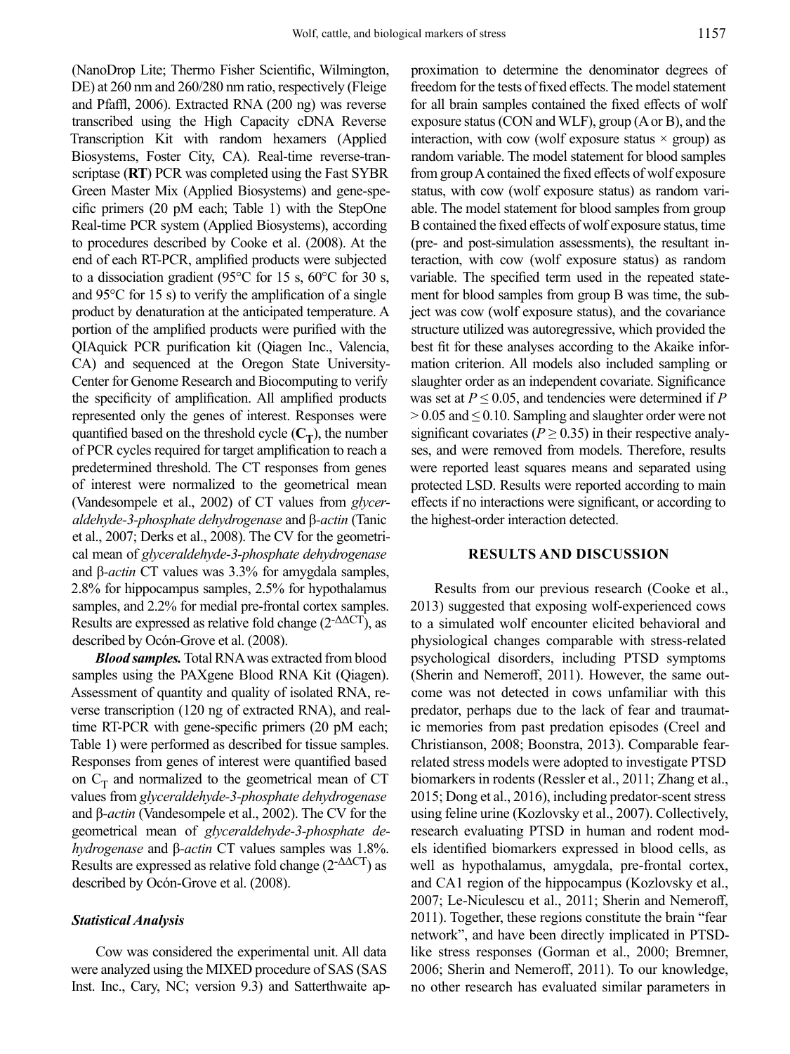(NanoDrop Lite; Thermo Fisher Scientific, Wilmington, DE) at 260 nm and 260/280 nm ratio, respectively (Fleige and Pfaffl, 2006). Extracted RNA (200 ng) was reverse transcribed using the High Capacity cDNA Reverse Transcription Kit with random hexamers (Applied Biosystems, Foster City, CA). Real-time reverse-transcriptase (**RT**) PCR was completed using the Fast SYBR Green Master Mix (Applied Biosystems) and gene-specific primers (20 pM each; Table 1) with the StepOne Real-time PCR system (Applied Biosystems), according to procedures described by Cooke et al. (2008). At the end of each RT-PCR, amplified products were subjected to a dissociation gradient (95°C for 15 s, 60°C for 30 s, and 95°C for 15 s) to verify the amplification of a single product by denaturation at the anticipated temperature. A portion of the amplified products were purified with the QIAquick PCR purification kit (Qiagen Inc., Valencia, CA) and sequenced at the Oregon State University-Center for Genome Research and Biocomputing to verify the specificity of amplification. All amplified products represented only the genes of interest. Responses were quantified based on the threshold cycle (**$C_T$**), the number of PCR cycles required for target amplification to reach a predetermined threshold. The CT responses from genes of interest were normalized to the geometrical mean (Vandesompele et al., 2002) of CT values from *glyceraldehyde-3-phosphate dehydrogenase* and β-*actin* (Tanic et al., 2007; Derks et al., 2008). The CV for the geometrical mean of *glyceraldehyde-3-phosphate dehydrogenase* and β-*actin* CT values was 3.3% for amygdala samples, 2.8% for hippocampus samples, 2.5% for hypothalamus samples, and 2.2% for medial pre-frontal cortex samples. Results are expressed as relative fold change ($2^{-\Delta\Delta CT}$), as described by Ocón-Grove et al. (2008).

***Blood samples.*** Total RNA was extracted from blood samples using the PAXgene Blood RNA Kit (Qiagen). Assessment of quantity and quality of isolated RNA, reverse transcription (120 ng of extracted RNA), and real-time RT-PCR with gene-specific primers (20 pM each; Table 1) were performed as described for tissue samples. Responses from genes of interest were quantified based on $C_T$ and normalized to the geometrical mean of CT values from *glyceraldehyde-3-phosphate dehydrogenase* and β-*actin* (Vandesompele et al., 2002). The CV for the geometrical mean of *glyceraldehyde-3-phosphate dehydrogenase* and β-*actin* CT values samples was 1.8%. Results are expressed as relative fold change ($2^{-\Delta\Delta CT}$) as described by Ocón-Grove et al. (2008).

### *Statistical Analysis*

Cow was considered the experimental unit. All data were analyzed using the MIXED procedure of SAS (SAS Inst. Inc., Cary, NC; version 9.3) and Satterthwaite approximation to determine the denominator degrees of freedom for the tests of fixed effects. The model statement for all brain samples contained the fixed effects of wolf exposure status (CON and WLF), group (A or B), and the interaction, with cow (wolf exposure status × group) as random variable. The model statement for blood samples from group A contained the fixed effects of wolf exposure status, with cow (wolf exposure status) as random variable. The model statement for blood samples from group B contained the fixed effects of wolf exposure status, time (pre- and post-simulation assessments), the resultant interaction, with cow (wolf exposure status) as random variable. The specified term used in the repeated statement for blood samples from group B was time, the subject was cow (wolf exposure status), and the covariance structure utilized was autoregressive, which provided the best fit for these analyses according to the Akaike information criterion. All models also included sampling or slaughter order as an independent covariate. Significance was set at $P \leq 0.05$, and tendencies were determined if $P > 0.05$ and $\leq 0.10$. Sampling and slaughter order were not significant covariates ($P \geq 0.35$) in their respective analyses, and were removed from models. Therefore, results were reported least squares means and separated using protected LSD. Results were reported according to main effects if no interactions were significant, or according to the highest-order interaction detected.

## RESULTS AND DISCUSSION

Results from our previous research (Cooke et al., 2013) suggested that exposing wolf-experienced cows to a simulated wolf encounter elicited behavioral and physiological changes comparable with stress-related psychological disorders, including PTSD symptoms (Sherin and Nemeroff, 2011). However, the same outcome was not detected in cows unfamiliar with this predator, perhaps due to the lack of fear and traumatic memories from past predation episodes (Creel and Christianson, 2008; Boonstra, 2013). Comparable fear-related stress models were adopted to investigate PTSD biomarkers in rodents (Ressler et al., 2011; Zhang et al., 2015; Dong et al., 2016), including predator-scent stress using feline urine (Kozlovsky et al., 2007). Collectively, research evaluating PTSD in human and rodent models identified biomarkers expressed in blood cells, as well as hypothalamus, amygdala, pre-frontal cortex, and CA1 region of the hippocampus (Kozlovsky et al., 2007; Le-Niculescu et al., 2011; Sherin and Nemeroff, 2011). Together, these regions constitute the brain "fear network", and have been directly implicated in PTSD-like stress responses (Gorman et al., 2000; Bremner, 2006; Sherin and Nemeroff, 2011). To our knowledge, no other research has evaluated similar parameters in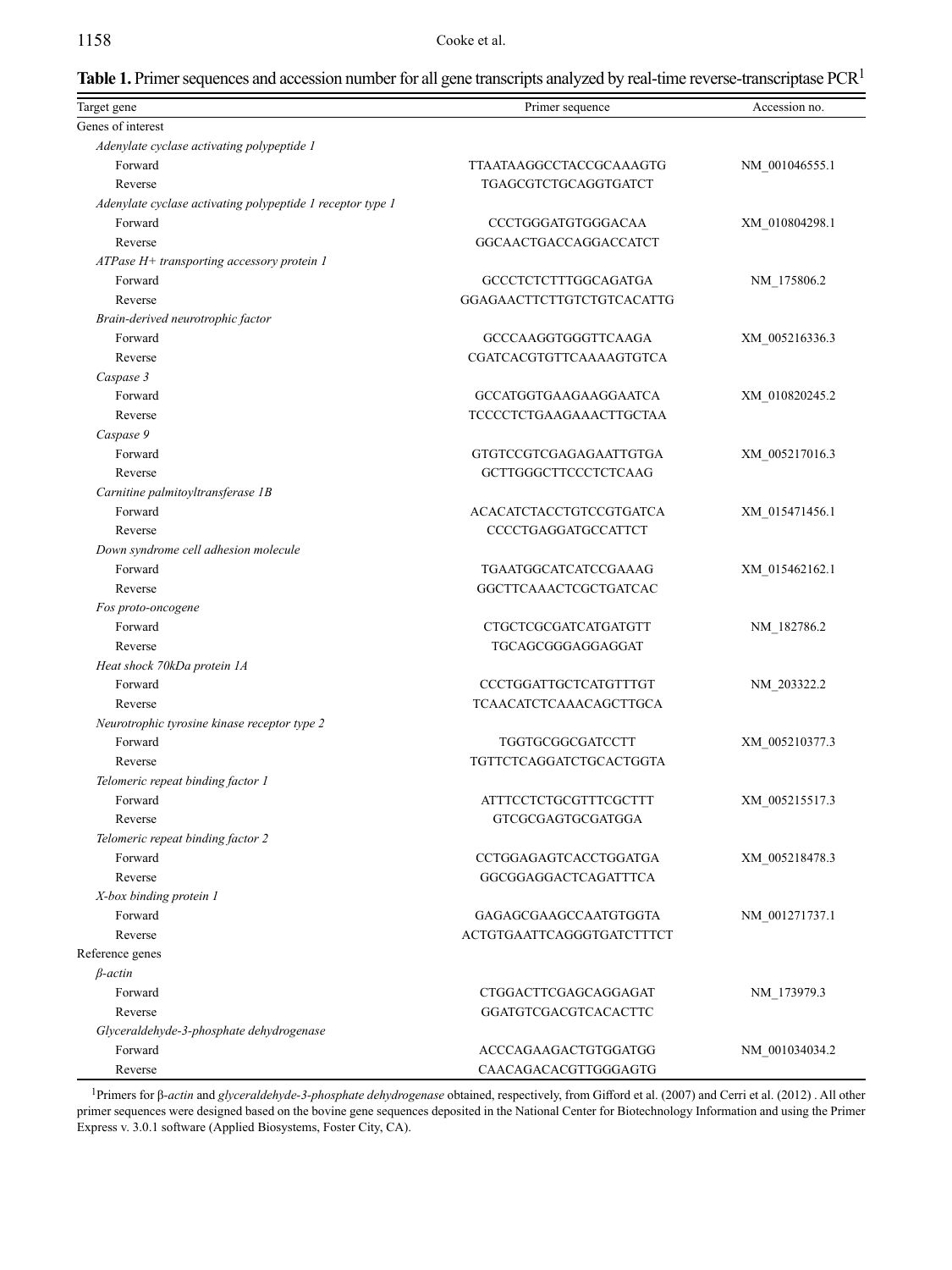**Table 1.** Primer sequences and accession number for all gene transcripts analyzed by real-time reverse-transcriptase PCR[1]

| Target gene | Primer sequence | Accession no. |
|---|---|---|
| Genes of interest | | |
| *Adenylate cyclase activating polypeptide 1* | | |
| Forward | TTAATAAGGCCTACCGCAAAGTG | NM_001046555.1 |
| Reverse | TGAGCGTCTGCAGGTGATCT | |
| *Adenylate cyclase activating polypeptide 1 receptor type 1* | | |
| Forward | CCCTGGGATGTGGGACAA | XM_010804298.1 |
| Reverse | GGCAACTGACCAGGACCATCT | |
| *ATPase H+ transporting accessory protein 1* | | |
| Forward | GCCCTCTCTTTGGCAGATGA | NM_175806.2 |
| Reverse | GGAGAACTTCTTGTCTGTCACATTG | |
| *Brain-derived neurotrophic factor* | | |
| Forward | GCCCAAGGTGGGTTCAAGA | XM_005216336.3 |
| Reverse | CGATCACGTGTTCAAAAGTGTCA | |
| *Caspase 3* | | |
| Forward | GCCATGGTGAAGAAGGAATCA | XM_010820245.2 |
| Reverse | TCCCCTCTGAAGAAACTTGCTAA | |
| *Caspase 9* | | |
| Forward | GTGTCCGTCGAGAGAATTGTGA | XM_005217016.3 |
| Reverse | GCTTGGGCTTCCCTCTCAAG | |
| *Carnitine palmitoyltransferase 1B* | | |
| Forward | ACACATCTACCTGTCCGTGATCA | XM_015471456.1 |
| Reverse | CCCCTGAGGATGCCATTCT | |
| *Down syndrome cell adhesion molecule* | | |
| Forward | TGAATGGCATCATCCGAAAG | XM_015462162.1 |
| Reverse | GGCTTCAAACTCGCTGATCAC | |
| *Fos proto-oncogene* | | |
| Forward | CTGCTCGCGATCATGATGTT | NM_182786.2 |
| Reverse | TGCAGCGGGAGGAGGAT | |
| *Heat shock 70kDa protein 1A* | | |
| Forward | CCCTGGATTGCTCATGTTTGT | NM_203322.2 |
| Reverse | TCAACATCTCAAACAGCTTGCA | |
| *Neurotrophic tyrosine kinase receptor type 2* | | |
| Forward | TGGTGCGGCGATCCTT | XM_005210377.3 |
| Reverse | TGTTCTCAGGATCTGCACTGGTA | |
| *Telomeric repeat binding factor 1* | | |
| Forward | ATTTCCTCTGCGTTTCGCTTT | XM_005215517.3 |
| Reverse | GTCGCGAGTGCGATGGA | |
| *Telomeric repeat binding factor 2* | | |
| Forward | CCTGGAGAGTCACCTGGATGA | XM_005218478.3 |
| Reverse | GGCGGAGGACTCAGATTTCA | |
| *X-box binding protein 1* | | |
| Forward | GAGAGCGAAGCCAATGTGGTA | NM_001271737.1 |
| Reverse | ACTGTGAATTCAGGGTGATCTTTCT | |
| Reference genes | | |
| *β-actin* | | |
| Forward | CTGGACTTCGAGCAGGAGAT | NM_173979.3 |
| Reverse | GGATGTCGACGTCACACTTC | |
| *Glyceraldehyde-3-phosphate dehydrogenase* | | |
| Forward | ACCCAGAAGACTGTGGATGG | NM_001034034.2 |
| Reverse | CAACAGACACGTTGGGAGTG | |

[1]Primers for β-*actin* and *glyceraldehyde-3-phosphate dehydrogenase* obtained, respectively, from Gifford et al. (2007) and Cerri et al. (2012) . All other primer sequences were designed based on the bovine gene sequences deposited in the National Center for Biotechnology Information and using the Primer Express v. 3.0.1 software (Applied Biosystems, Foster City, CA).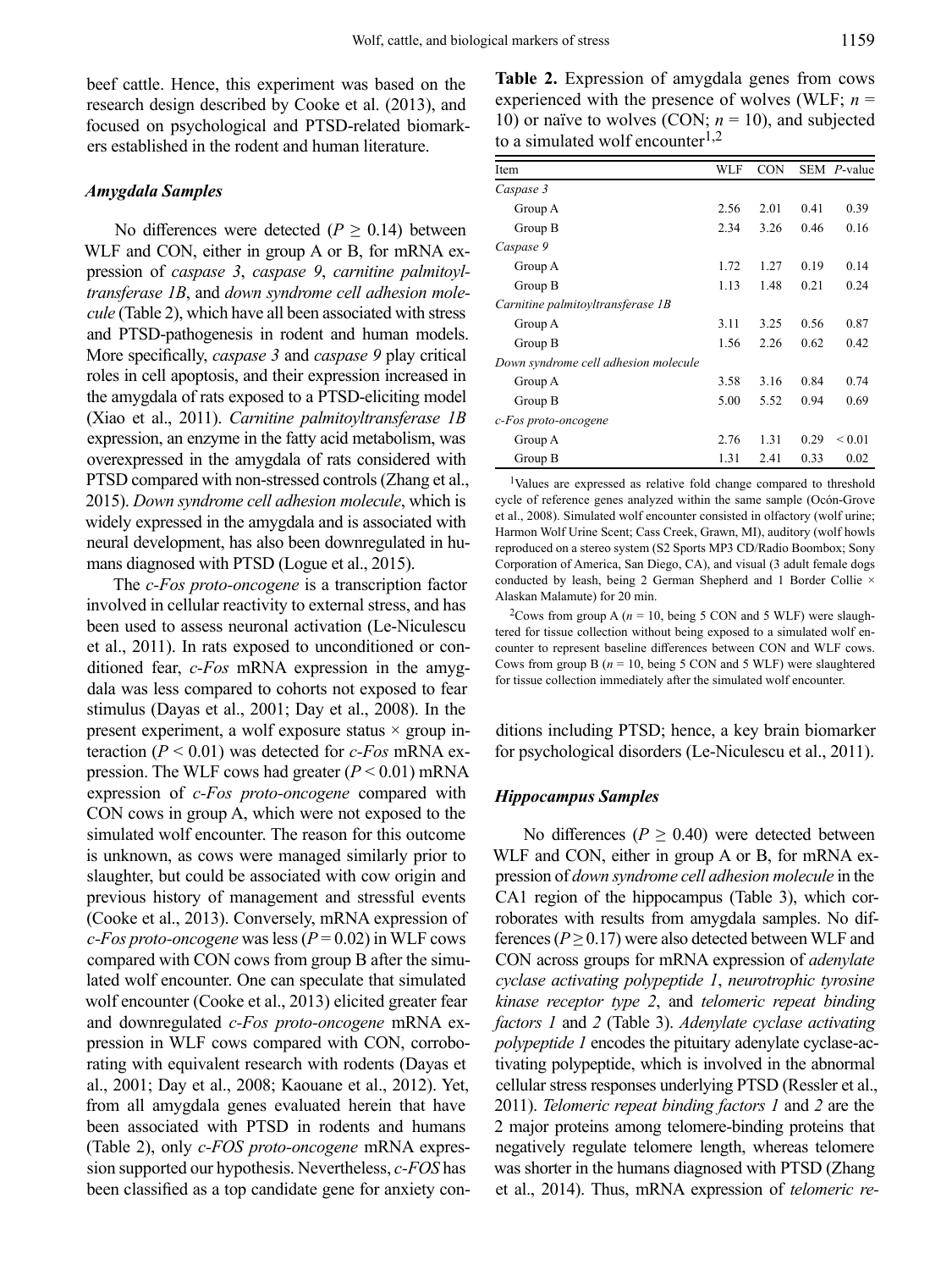beef cattle. Hence, this experiment was based on the research design described by Cooke et al. (2013), and focused on psychological and PTSD-related biomarkers established in the rodent and human literature.

### *Amygdala Samples*

No differences were detected ($P \geq 0.14$) between WLF and CON, either in group A or B, for mRNA expression of *caspase 3*, *caspase 9*, *carnitine palmitoyltransferase 1B*, and *down syndrome cell adhesion molecule* (Table 2), which have all been associated with stress and PTSD-pathogenesis in rodent and human models. More specifically, *caspase 3* and *caspase 9* play critical roles in cell apoptosis, and their expression increased in the amygdala of rats exposed to a PTSD-eliciting model (Xiao et al., 2011). *Carnitine palmitoyltransferase 1B* expression, an enzyme in the fatty acid metabolism, was overexpressed in the amygdala of rats considered with PTSD compared with non-stressed controls (Zhang et al., 2015). *Down syndrome cell adhesion molecule*, which is widely expressed in the amygdala and is associated with neural development, has also been downregulated in humans diagnosed with PTSD (Logue et al., 2015).

The *c-Fos proto-oncogene* is a transcription factor involved in cellular reactivity to external stress, and has been used to assess neuronal activation (Le-Niculescu et al., 2011). In rats exposed to unconditioned or conditioned fear, *c-Fos* mRNA expression in the amygdala was less compared to cohorts not exposed to fear stimulus (Dayas et al., 2001; Day et al., 2008). In the present experiment, a wolf exposure status × group interaction ($P < 0.01$) was detected for *c-Fos* mRNA expression. The WLF cows had greater ($P < 0.01$) mRNA expression of *c-Fos proto-oncogene* compared with CON cows in group A, which were not exposed to the simulated wolf encounter. The reason for this outcome is unknown, as cows were managed similarly prior to slaughter, but could be associated with cow origin and previous history of management and stressful events (Cooke et al., 2013). Conversely, mRNA expression of *c-Fos proto-oncogene* was less ($P = 0.02$) in WLF cows compared with CON cows from group B after the simulated wolf encounter. One can speculate that simulated wolf encounter (Cooke et al., 2013) elicited greater fear and downregulated *c-Fos proto-oncogene* mRNA expression in WLF cows compared with CON, corroborating with equivalent research with rodents (Dayas et al., 2001; Day et al., 2008; Kaouane et al., 2012). Yet, from all amygdala genes evaluated herein that have been associated with PTSD in rodents and humans (Table 2), only *c-FOS proto-oncogene* mRNA expression supported our hypothesis. Nevertheless, *c-FOS* has been classified as a top candidate gene for anxiety conditions including PTSD; hence, a key brain biomarker for psychological disorders (Le-Niculescu et al., 2011).

**Table 2.** Expression of amygdala genes from cows experienced with the presence of wolves (WLF; $n$ = 10) or naïve to wolves (CON; $n$ = 10), and subjected to a simulated wolf encounter[1,2]

| Item | WLF | CON | SEM | *P*-value |
|---|---|---|---|---|
| *Caspase 3* | | | | |
| Group A | 2.56 | 2.01 | 0.41 | 0.39 |
| Group B | 2.34 | 3.26 | 0.46 | 0.16 |
| *Caspase 9* | | | | |
| Group A | 1.72 | 1.27 | 0.19 | 0.14 |
| Group B | 1.13 | 1.48 | 0.21 | 0.24 |
| *Carnitine palmitoyltransferase 1B* | | | | |
| Group A | 3.11 | 3.25 | 0.56 | 0.87 |
| Group B | 1.56 | 2.26 | 0.62 | 0.42 |
| *Down syndrome cell adhesion molecule* | | | | |
| Group A | 3.58 | 3.16 | 0.84 | 0.74 |
| Group B | 5.00 | 5.52 | 0.94 | 0.69 |
| *c-Fos proto-oncogene* | | | | |
| Group A | 2.76 | 1.31 | 0.29 | < 0.01 |
| Group B | 1.31 | 2.41 | 0.33 | 0.02 |

[1]Values are expressed as relative fold change compared to threshold cycle of reference genes analyzed within the same sample (Ocón-Grove et al., 2008). Simulated wolf encounter consisted in olfactory (wolf urine; Harmon Wolf Urine Scent; Cass Creek, Grawn, MI), auditory (wolf howls reproduced on a stereo system (S2 Sports MP3 CD/Radio Boombox; Sony Corporation of America, San Diego, CA), and visual (3 adult female dogs conducted by leash, being 2 German Shepherd and 1 Border Collie × Alaskan Malamute) for 20 min.

[2]Cows from group A ($n$ = 10, being 5 CON and 5 WLF) were slaughtered for tissue collection without being exposed to a simulated wolf encounter to represent baseline differences between CON and WLF cows. Cows from group B ($n$ = 10, being 5 CON and 5 WLF) were slaughtered for tissue collection immediately after the simulated wolf encounter.

### *Hippocampus Samples*

No differences ($P \geq 0.40$) were detected between WLF and CON, either in group A or B, for mRNA expression of *down syndrome cell adhesion molecule* in the CA1 region of the hippocampus (Table 3), which corroborates with results from amygdala samples. No differences ($P \geq 0.17$) were also detected between WLF and CON across groups for mRNA expression of *adenylate cyclase activating polypeptide 1*, *neurotrophic tyrosine kinase receptor type 2*, and *telomeric repeat binding factors 1* and *2* (Table 3). *Adenylate cyclase activating polypeptide 1* encodes the pituitary adenylate cyclase-activating polypeptide, which is involved in the abnormal cellular stress responses underlying PTSD (Ressler et al., 2011). *Telomeric repeat binding factors 1* and *2* are the 2 major proteins among telomere-binding proteins that negatively regulate telomere length, whereas telomere was shorter in the humans diagnosed with PTSD (Zhang et al., 2014). Thus, mRNA expression of *telomeric re-*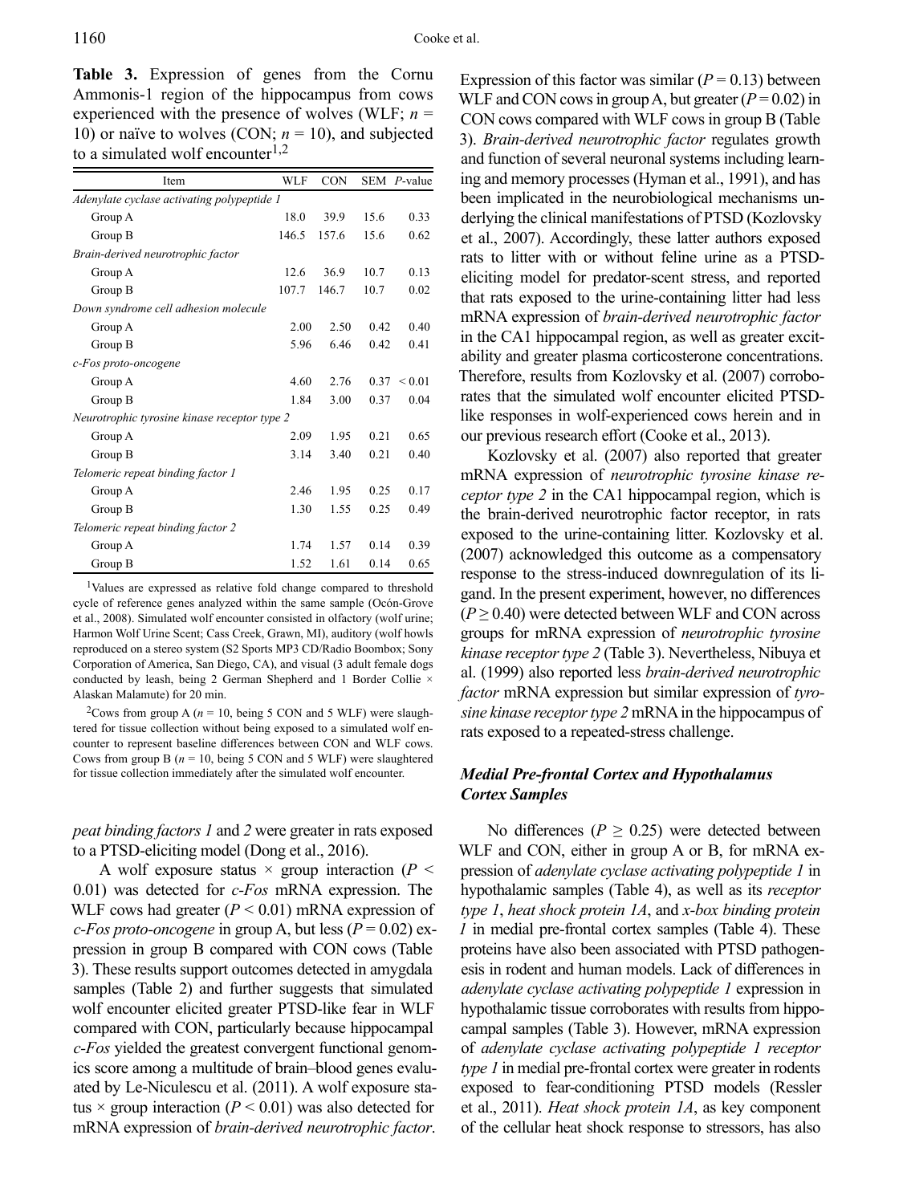**Table 3.** Expression of genes from the Cornu Ammonis-1 region of the hippocampus from cows experienced with the presence of wolves (WLF; $n$ = 10) or naïve to wolves (CON; $n$ = 10), and subjected to a simulated wolf encounter[1,2]

| Item | WLF | CON | SEM | $P$-value |
|---|---|---|---|---|
| *Adenylate cyclase activating polypeptide 1* | | | | |
| Group A | 18.0 | 39.9 | 15.6 | 0.33 |
| Group B | 146.5 | 157.6 | 15.6 | 0.62 |
| *Brain-derived neurotrophic factor* | | | | |
| Group A | 12.6 | 36.9 | 10.7 | 0.13 |
| Group B | 107.7 | 146.7 | 10.7 | 0.02 |
| *Down syndrome cell adhesion molecule* | | | | |
| Group A | 2.00 | 2.50 | 0.42 | 0.40 |
| Group B | 5.96 | 6.46 | 0.42 | 0.41 |
| *c-Fos proto-oncogene* | | | | |
| Group A | 4.60 | 2.76 | 0.37 | < 0.01 |
| Group B | 1.84 | 3.00 | 0.37 | 0.04 |
| *Neurotrophic tyrosine kinase receptor type 2* | | | | |
| Group A | 2.09 | 1.95 | 0.21 | 0.65 |
| Group B | 3.14 | 3.40 | 0.21 | 0.40 |
| *Telomeric repeat binding factor 1* | | | | |
| Group A | 2.46 | 1.95 | 0.25 | 0.17 |
| Group B | 1.30 | 1.55 | 0.25 | 0.49 |
| *Telomeric repeat binding factor 2* | | | | |
| Group A | 1.74 | 1.57 | 0.14 | 0.39 |
| Group B | 1.52 | 1.61 | 0.14 | 0.65 |

[1]Values are expressed as relative fold change compared to threshold cycle of reference genes analyzed within the same sample (Ocón-Grove et al., 2008). Simulated wolf encounter consisted in olfactory (wolf urine; Harmon Wolf Urine Scent; Cass Creek, Grawn, MI), auditory (wolf howls reproduced on a stereo system (S2 Sports MP3 CD/Radio Boombox; Sony Corporation of America, San Diego, CA), and visual (3 adult female dogs conducted by leash, being 2 German Shepherd and 1 Border Collie × Alaskan Malamute) for 20 min.

[2]Cows from group A ($n$ = 10, being 5 CON and 5 WLF) were slaughtered for tissue collection without being exposed to a simulated wolf encounter to represent baseline differences between CON and WLF cows. Cows from group B ($n$ = 10, being 5 CON and 5 WLF) were slaughtered for tissue collection immediately after the simulated wolf encounter.

*peat binding factors 1* and *2* were greater in rats exposed to a PTSD-eliciting model (Dong et al., 2016).

A wolf exposure status × group interaction ($P$ < 0.01) was detected for *c-Fos* mRNA expression. The WLF cows had greater ($P$ < 0.01) mRNA expression of *c-Fos proto-oncogene* in group A, but less ($P$ = 0.02) expression in group B compared with CON cows (Table 3). These results support outcomes detected in amygdala samples (Table 2) and further suggests that simulated wolf encounter elicited greater PTSD-like fear in WLF compared with CON, particularly because hippocampal *c-Fos* yielded the greatest convergent functional genomics score among a multitude of brain–blood genes evaluated by Le-Niculescu et al. (2011). A wolf exposure status × group interaction ($P$ < 0.01) was also detected for mRNA expression of *brain-derived neurotrophic factor*. Expression of this factor was similar ($P$ = 0.13) between WLF and CON cows in group A, but greater ($P$ = 0.02) in CON cows compared with WLF cows in group B (Table 3). *Brain-derived neurotrophic factor* regulates growth and function of several neuronal systems including learning and memory processes (Hyman et al., 1991), and has been implicated in the neurobiological mechanisms underlying the clinical manifestations of PTSD (Kozlovsky et al., 2007). Accordingly, these latter authors exposed rats to litter with or without feline urine as a PTSD-eliciting model for predator-scent stress, and reported that rats exposed to the urine-containing litter had less mRNA expression of *brain-derived neurotrophic factor* in the CA1 hippocampal region, as well as greater excitability and greater plasma corticosterone concentrations. Therefore, results from Kozlovsky et al. (2007) corroborates that the simulated wolf encounter elicited PTSD-like responses in wolf-experienced cows herein and in our previous research effort (Cooke et al., 2013).

Kozlovsky et al. (2007) also reported that greater mRNA expression of *neurotrophic tyrosine kinase receptor type 2* in the CA1 hippocampal region, which is the brain-derived neurotrophic factor receptor, in rats exposed to the urine-containing litter. Kozlovsky et al. (2007) acknowledged this outcome as a compensatory response to the stress-induced downregulation of its ligand. In the present experiment, however, no differences ($P$ ≥ 0.40) were detected between WLF and CON across groups for mRNA expression of *neurotrophic tyrosine kinase receptor type 2* (Table 3). Nevertheless, Nibuya et al. (1999) also reported less *brain-derived neurotrophic factor* mRNA expression but similar expression of *tyrosine kinase receptor type 2* mRNA in the hippocampus of rats exposed to a repeated-stress challenge.

### *Medial Pre-frontal Cortex and Hypothalamus Cortex Samples*

No differences ($P$ ≥ 0.25) were detected between WLF and CON, either in group A or B, for mRNA expression of *adenylate cyclase activating polypeptide 1* in hypothalamic samples (Table 4), as well as its *receptor type 1*, *heat shock protein 1A*, and *x-box binding protein 1* in medial pre-frontal cortex samples (Table 4). These proteins have also been associated with PTSD pathogenesis in rodent and human models. Lack of differences in *adenylate cyclase activating polypeptide 1* expression in hypothalamic tissue corroborates with results from hippocampal samples (Table 3). However, mRNA expression of *adenylate cyclase activating polypeptide 1 receptor type 1* in medial pre-frontal cortex were greater in rodents exposed to fear-conditioning PTSD models (Ressler et al., 2011). *Heat shock protein 1A*, as key component of the cellular heat shock response to stressors, has also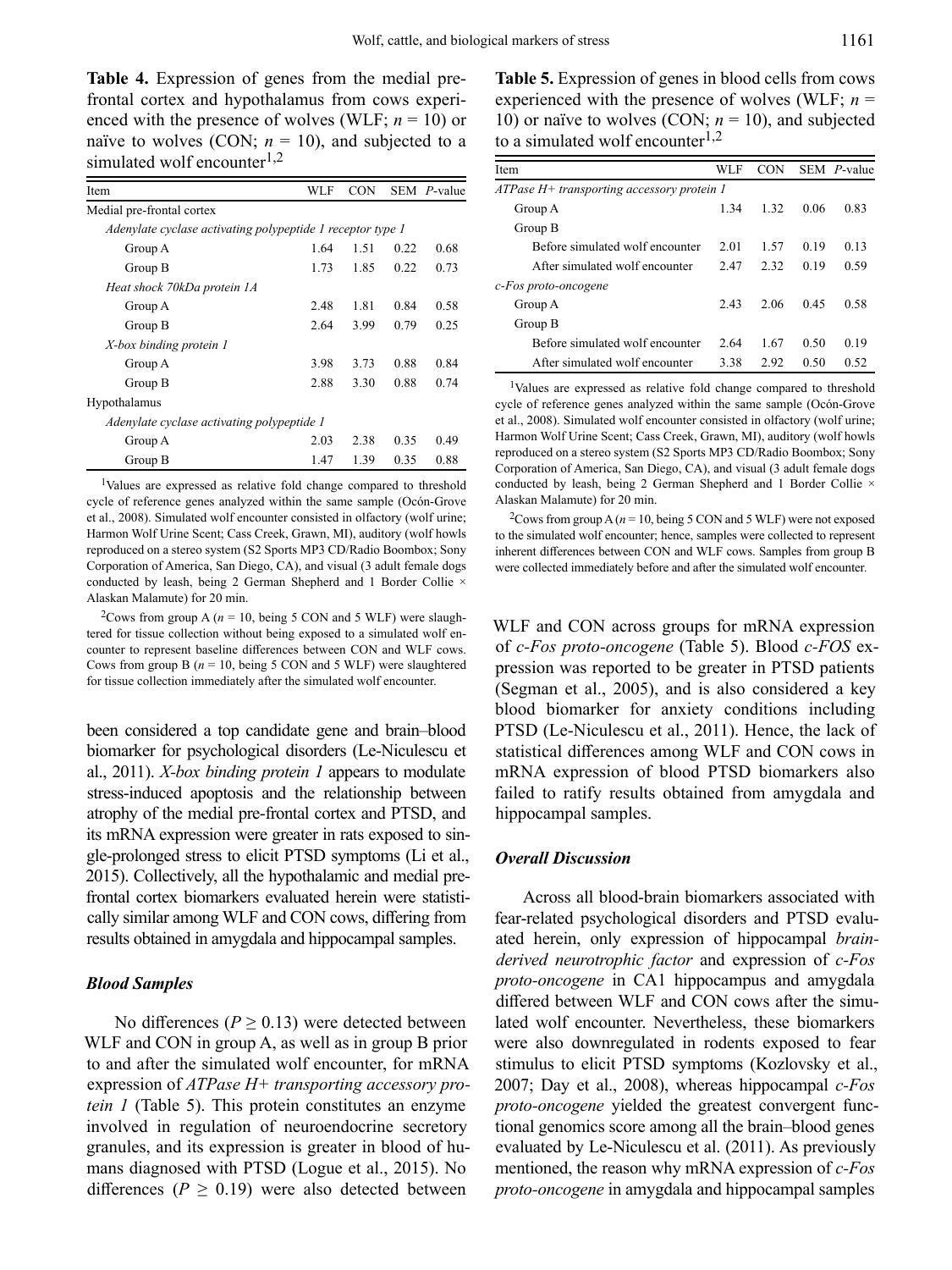**Table 4.** Expression of genes from the medial pre-frontal cortex and hypothalamus from cows experienced with the presence of wolves (WLF; $n$ = 10) or naïve to wolves (CON; $n$ = 10), and subjected to a simulated wolf encounter[1,2]

| Item | WLF | CON | SEM | *P*-value |
|---|---|---|---|---|
| Medial pre-frontal cortex | | | | |
| *Adenylate cyclase activating polypeptide 1 receptor type 1* | | | | |
| Group A | 1.64 | 1.51 | 0.22 | 0.68 |
| Group B | 1.73 | 1.85 | 0.22 | 0.73 |
| *Heat shock 70kDa protein 1A* | | | | |
| Group A | 2.48 | 1.81 | 0.84 | 0.58 |
| Group B | 2.64 | 3.99 | 0.79 | 0.25 |
| *X-box binding protein 1* | | | | |
| Group A | 3.98 | 3.73 | 0.88 | 0.84 |
| Group B | 2.88 | 3.30 | 0.88 | 0.74 |
| Hypothalamus | | | | |
| *Adenylate cyclase activating polypeptide 1* | | | | |
| Group A | 2.03 | 2.38 | 0.35 | 0.49 |
| Group B | 1.47 | 1.39 | 0.35 | 0.88 |

[1]Values are expressed as relative fold change compared to threshold cycle of reference genes analyzed within the same sample (Ocón-Grove et al., 2008). Simulated wolf encounter consisted in olfactory (wolf urine; Harmon Wolf Urine Scent; Cass Creek, Grawn, MI), auditory (wolf howls reproduced on a stereo system (S2 Sports MP3 CD/Radio Boombox; Sony Corporation of America, San Diego, CA), and visual (3 adult female dogs conducted by leash, being 2 German Shepherd and 1 Border Collie × Alaskan Malamute) for 20 min.

[2]Cows from group A ($n$ = 10, being 5 CON and 5 WLF) were slaughtered for tissue collection without being exposed to a simulated wolf encounter to represent baseline differences between CON and WLF cows. Cows from group B ($n$ = 10, being 5 CON and 5 WLF) were slaughtered for tissue collection immediately after the simulated wolf encounter.

been considered a top candidate gene and brain–blood biomarker for psychological disorders (Le-Niculescu et al., 2011). *X-box binding protein 1* appears to modulate stress-induced apoptosis and the relationship between atrophy of the medial pre-frontal cortex and PTSD, and its mRNA expression were greater in rats exposed to single-prolonged stress to elicit PTSD symptoms (Li et al., 2015). Collectively, all the hypothalamic and medial pre-frontal cortex biomarkers evaluated herein were statistically similar among WLF and CON cows, differing from results obtained in amygdala and hippocampal samples.

### *Blood Samples*

No differences ($P \geq 0.13$) were detected between WLF and CON in group A, as well as in group B prior to and after the simulated wolf encounter, for mRNA expression of *ATPase H+ transporting accessory protein 1* (Table 5). This protein constitutes an enzyme involved in regulation of neuroendocrine secretory granules, and its expression is greater in blood of humans diagnosed with PTSD (Logue et al., 2015). No differences ($P \geq 0.19$) were also detected between

**Table 5.** Expression of genes in blood cells from cows experienced with the presence of wolves (WLF; $n$ = 10) or naïve to wolves (CON; $n$ = 10), and subjected to a simulated wolf encounter[1,2]

| Item | WLF | CON | SEM | *P*-value |
|---|---|---|---|---|
| *ATPase H+ transporting accessory protein 1* | | | | |
| Group A | 1.34 | 1.32 | 0.06 | 0.83 |
| Group B | | | | |
| Before simulated wolf encounter | 2.01 | 1.57 | 0.19 | 0.13 |
| After simulated wolf encounter | 2.47 | 2.32 | 0.19 | 0.59 |
| *c-Fos proto-oncogene* | | | | |
| Group A | 2.43 | 2.06 | 0.45 | 0.58 |
| Group B | | | | |
| Before simulated wolf encounter | 2.64 | 1.67 | 0.50 | 0.19 |
| After simulated wolf encounter | 3.38 | 2.92 | 0.50 | 0.52 |

[1]Values are expressed as relative fold change compared to threshold cycle of reference genes analyzed within the same sample (Ocón-Grove et al., 2008). Simulated wolf encounter consisted in olfactory (wolf urine; Harmon Wolf Urine Scent; Cass Creek, Grawn, MI), auditory (wolf howls reproduced on a stereo system (S2 Sports MP3 CD/Radio Boombox; Sony Corporation of America, San Diego, CA), and visual (3 adult female dogs conducted by leash, being 2 German Shepherd and 1 Border Collie × Alaskan Malamute) for 20 min.

[2]Cows from group A ($n$ = 10, being 5 CON and 5 WLF) were not exposed to the simulated wolf encounter; hence, samples were collected to represent inherent differences between CON and WLF cows. Samples from group B were collected immediately before and after the simulated wolf encounter.

WLF and CON across groups for mRNA expression of *c-Fos proto-oncogene* (Table 5). Blood *c-FOS* expression was reported to be greater in PTSD patients (Segman et al., 2005), and is also considered a key blood biomarker for anxiety conditions including PTSD (Le-Niculescu et al., 2011). Hence, the lack of statistical differences among WLF and CON cows in mRNA expression of blood PTSD biomarkers also failed to ratify results obtained from amygdala and hippocampal samples.

### *Overall Discussion*

Across all blood-brain biomarkers associated with fear-related psychological disorders and PTSD evaluated herein, only expression of hippocampal *brain-derived neurotrophic factor* and expression of *c-Fos proto-oncogene* in CA1 hippocampus and amygdala differed between WLF and CON cows after the simulated wolf encounter. Nevertheless, these biomarkers were also downregulated in rodents exposed to fear stimulus to elicit PTSD symptoms (Kozlovsky et al., 2007; Day et al., 2008), whereas hippocampal *c-Fos proto-oncogene* yielded the greatest convergent functional genomics score among all the brain–blood genes evaluated by Le-Niculescu et al. (2011). As previously mentioned, the reason why mRNA expression of *c-Fos proto-oncogene* in amygdala and hippocampal samples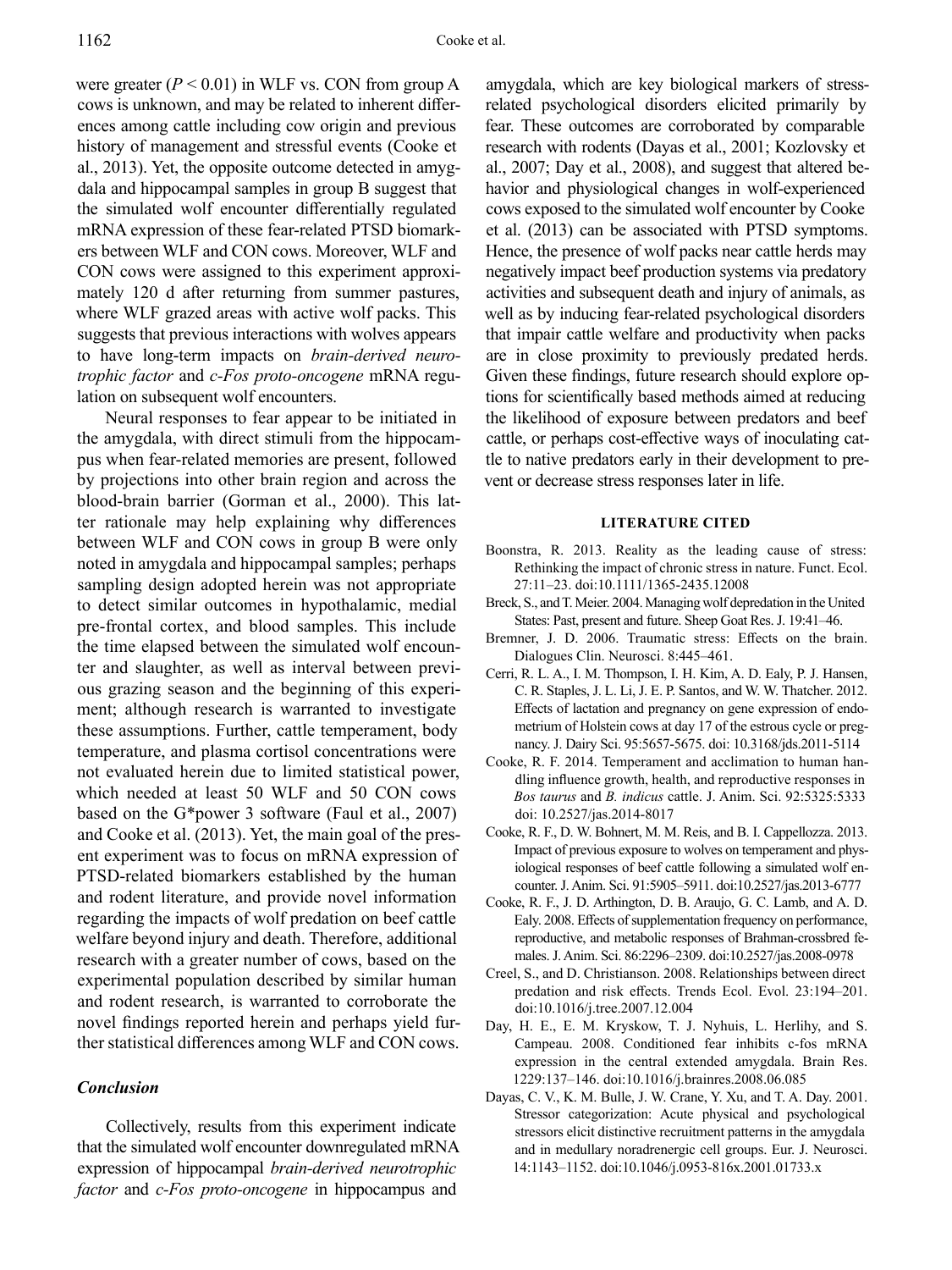were greater ($P < 0.01$) in WLF vs. CON from group A cows is unknown, and may be related to inherent differences among cattle including cow origin and previous history of management and stressful events (Cooke et al., 2013). Yet, the opposite outcome detected in amygdala and hippocampal samples in group B suggest that the simulated wolf encounter differentially regulated mRNA expression of these fear-related PTSD biomarkers between WLF and CON cows. Moreover, WLF and CON cows were assigned to this experiment approximately 120 d after returning from summer pastures, where WLF grazed areas with active wolf packs. This suggests that previous interactions with wolves appears to have long-term impacts on *brain-derived neurotrophic factor* and *c-Fos proto-oncogene* mRNA regulation on subsequent wolf encounters.

Neural responses to fear appear to be initiated in the amygdala, with direct stimuli from the hippocampus when fear-related memories are present, followed by projections into other brain region and across the blood-brain barrier (Gorman et al., 2000). This latter rationale may help explaining why differences between WLF and CON cows in group B were only noted in amygdala and hippocampal samples; perhaps sampling design adopted herein was not appropriate to detect similar outcomes in hypothalamic, medial pre-frontal cortex, and blood samples. This include the time elapsed between the simulated wolf encounter and slaughter, as well as interval between previous grazing season and the beginning of this experiment; although research is warranted to investigate these assumptions. Further, cattle temperament, body temperature, and plasma cortisol concentrations were not evaluated herein due to limited statistical power, which needed at least 50 WLF and 50 CON cows based on the G*power 3 software (Faul et al., 2007) and Cooke et al. (2013). Yet, the main goal of the present experiment was to focus on mRNA expression of PTSD-related biomarkers established by the human and rodent literature, and provide novel information regarding the impacts of wolf predation on beef cattle welfare beyond injury and death. Therefore, additional research with a greater number of cows, based on the experimental population described by similar human and rodent research, is warranted to corroborate the novel findings reported herein and perhaps yield further statistical differences among WLF and CON cows.

### *Conclusion*

Collectively, results from this experiment indicate that the simulated wolf encounter downregulated mRNA expression of hippocampal *brain-derived neurotrophic factor* and *c-Fos proto-oncogene* in hippocampus and amygdala, which are key biological markers of stress-related psychological disorders elicited primarily by fear. These outcomes are corroborated by comparable research with rodents (Dayas et al., 2001; Kozlovsky et al., 2007; Day et al., 2008), and suggest that altered behavior and physiological changes in wolf-experienced cows exposed to the simulated wolf encounter by Cooke et al. (2013) can be associated with PTSD symptoms. Hence, the presence of wolf packs near cattle herds may negatively impact beef production systems via predatory activities and subsequent death and injury of animals, as well as by inducing fear-related psychological disorders that impair cattle welfare and productivity when packs are in close proximity to previously predated herds. Given these findings, future research should explore options for scientifically based methods aimed at reducing the likelihood of exposure between predators and beef cattle, or perhaps cost-effective ways of inoculating cattle to native predators early in their development to prevent or decrease stress responses later in life.

## LITERATURE CITED

Boonstra, R. 2013. Reality as the leading cause of stress: Rethinking the impact of chronic stress in nature. Funct. Ecol. 27:11–23. doi:10.1111/1365-2435.12008

Breck, S., and T. Meier. 2004. Managing wolf depredation in the United States: Past, present and future. Sheep Goat Res. J. 19:41–46.

Bremner, J. D. 2006. Traumatic stress: Effects on the brain. Dialogues Clin. Neurosci. 8:445–461.

Cerri, R. L. A., I. M. Thompson, I. H. Kim, A. D. Ealy, P. J. Hansen, C. R. Staples, J. L. Li, J. E. P. Santos, and W. W. Thatcher. 2012. Effects of lactation and pregnancy on gene expression of endometrium of Holstein cows at day 17 of the estrous cycle or pregnancy. J. Dairy Sci. 95:5657-5675. doi: 10.3168/jds.2011-5114

Cooke, R. F. 2014. Temperament and acclimation to human handling influence growth, health, and reproductive responses in *Bos taurus* and *B. indicus* cattle. J. Anim. Sci. 92:5325:5333 doi: 10.2527/jas.2014-8017

Cooke, R. F., D. W. Bohnert, M. M. Reis, and B. I. Cappellozza. 2013. Impact of previous exposure to wolves on temperament and physiological responses of beef cattle following a simulated wolf encounter. J. Anim. Sci. 91:5905–5911. doi:10.2527/jas.2013-6777

Cooke, R. F., J. D. Arthington, D. B. Araujo, G. C. Lamb, and A. D. Ealy. 2008. Effects of supplementation frequency on performance, reproductive, and metabolic responses of Brahman-crossbred females. J. Anim. Sci. 86:2296–2309. doi:10.2527/jas.2008-0978

Creel, S., and D. Christianson. 2008. Relationships between direct predation and risk effects. Trends Ecol. Evol. 23:194–201. doi:10.1016/j.tree.2007.12.004

Day, H. E., E. M. Kryskow, T. J. Nyhuis, L. Herlihy, and S. Campeau. 2008. Conditioned fear inhibits c-fos mRNA expression in the central extended amygdala. Brain Res. 1229:137–146. doi:10.1016/j.brainres.2008.06.085

Dayas, C. V., K. M. Bulle, J. W. Crane, Y. Xu, and T. A. Day. 2001. Stressor categorization: Acute physical and psychological stressors elicit distinctive recruitment patterns in the amygdala and in medullary noradrenergic cell groups. Eur. J. Neurosci. 14:1143–1152. doi:10.1046/j.0953-816x.2001.01733.x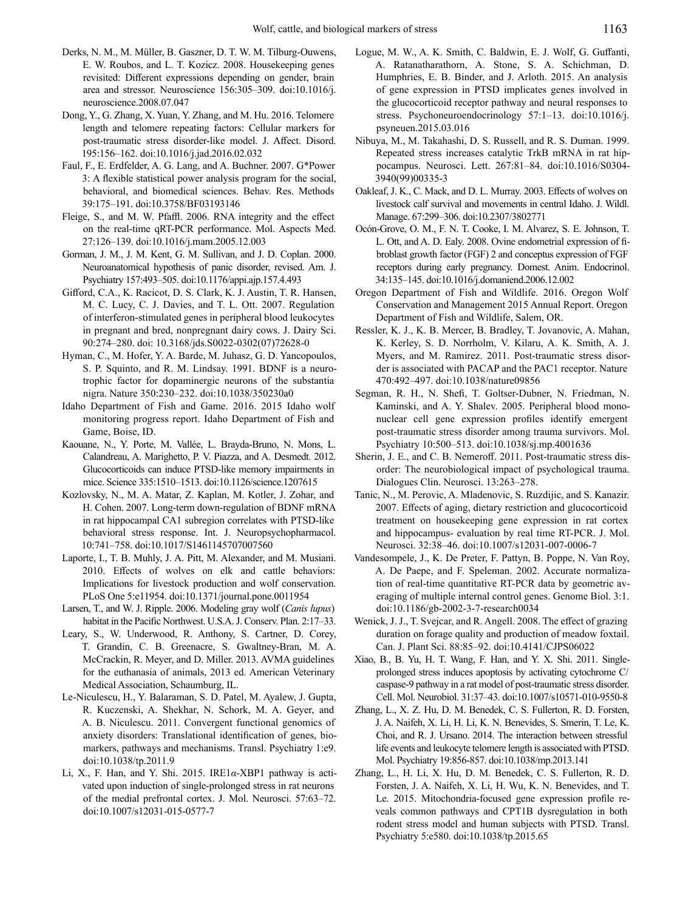Derks, N. M., M. Müller, B. Gaszner, D. T. W. M. Tilburg-Ouwens, E. W. Roubos, and L. T. Kozicz. 2008. Housekeeping genes revisited: Different expressions depending on gender, brain area and stressor. Neuroscience 156:305–309. doi:10.1016/j.neuroscience.2008.07.047

Dong, Y., G. Zhang, X. Yuan, Y. Zhang, and M. Hu. 2016. Telomere length and telomere repeating factors: Cellular markers for post-traumatic stress disorder-like model. J. Affect. Disord. 195:156–162. doi:10.1016/j.jad.2016.02.032

Faul, F., E. Erdfelder, A. G. Lang, and A. Buchner. 2007. G*Power 3: A flexible statistical power analysis program for the social, behavioral, and biomedical sciences. Behav. Res. Methods 39:175–191. doi:10.3758/BF03193146

Fleige, S., and M. W. Pfaffl. 2006. RNA integrity and the effect on the real-time qRT-PCR performance. Mol. Aspects Med. 27:126–139. doi:10.1016/j.mam.2005.12.003

Gorman, J. M., J. M. Kent, G. M. Sullivan, and J. D. Coplan. 2000. Neuroanatomical hypothesis of panic disorder, revised. Am. J. Psychiatry 157:493–505. doi:10.1176/appi.ajp.157.4.493

Gifford, C.A., K. Racicot, D. S. Clark, K. J. Austin, T. R. Hansen, M. C. Lucy, C. J. Davies, and T. L. Ott. 2007. Regulation of interferon-stimulated genes in peripheral blood leukocytes in pregnant and bred, nonpregnant dairy cows. J. Dairy Sci. 90:274–280. doi: 10.3168/jds.S0022-0302(07)72628-0

Hyman, C., M. Hofer, Y. A. Barde, M. Juhasz, G. D. Yancopoulos, S. P. Squinto, and R. M. Lindsay. 1991. BDNF is a neurotrophic factor for dopaminergic neurons of the substantia nigra. Nature 350:230–232. doi:10.1038/350230a0

Idaho Department of Fish and Game. 2016. 2015 Idaho wolf monitoring progress report. Idaho Department of Fish and Game, Boise, ID.

Kaouane, N., Y. Porte, M. Vallée, L. Brayda-Bruno, N. Mons, L. Calandreau, A. Marighetto, P. V. Piazza, and A. Desmedt. 2012. Glucocorticoids can induce PTSD-like memory impairments in mice. Science 335:1510–1513. doi:10.1126/science.1207615

Kozlovsky, N., M. A. Matar, Z. Kaplan, M. Kotler, J. Zohar, and H. Cohen. 2007. Long-term down-regulation of BDNF mRNA in rat hippocampal CA1 subregion correlates with PTSD-like behavioral stress response. Int. J. Neuropsychopharmacol. 10:741–758. doi:10.1017/S1461145707007560

Laporte, I., T. B. Muhly, J. A. Pitt, M. Alexander, and M. Musiani. 2010. Effects of wolves on elk and cattle behaviors: Implications for livestock production and wolf conservation. PLoS One 5:e11954. doi:10.1371/journal.pone.0011954

Larsen, T., and W. J. Ripple. 2006. Modeling gray wolf (*Canis lupus*) habitat in the Pacific Northwest. U.S.A. J. Conserv. Plan. 2:17–33.

Leary, S., W. Underwood, R. Anthony, S. Cartner, D. Corey, T. Grandin, C. B. Greenacre, S. Gwaltney-Bran, M. A. McCrackin, R. Meyer, and D. Miller. 2013. AVMA guidelines for the euthanasia of animals, 2013 ed. American Veterinary Medical Association, Schaumburg, IL.

Le-Niculescu, H., Y. Balaraman, S. D. Patel, M. Ayalew, J. Gupta, R. Kuczenski, A. Shekhar, N. Schork, M. A. Geyer, and A. B. Niculescu. 2011. Convergent functional genomics of anxiety disorders: Translational identification of genes, biomarkers, pathways and mechanisms. Transl. Psychiatry 1:e9. doi:10.1038/tp.2011.9

Li, X., F. Han, and Y. Shi. 2015. IRE1$\alpha$-XBP1 pathway is activated upon induction of single-prolonged stress in rat neurons of the medial prefrontal cortex. J. Mol. Neurosci. 57:63–72. doi:10.1007/s12031-015-0577-7

Logue, M. W., A. K. Smith, C. Baldwin, E. J. Wolf, G. Guffanti, A. Ratanatharathorn, A. Stone, S. A. Schichman, D. Humphries, E. B. Binder, and J. Arloth. 2015. An analysis of gene expression in PTSD implicates genes involved in the glucocorticoid receptor pathway and neural responses to stress. Psychoneuroendocrinology 57:1–13. doi:10.1016/j.psyneuen.2015.03.016

Nibuya, M., M. Takahashi, D. S. Russell, and R. S. Duman. 1999. Repeated stress increases catalytic TrkB mRNA in rat hippocampus. Neurosci. Lett. 267:81–84. doi:10.1016/S0304-3940(99)00335-3

Oakleaf, J. K., C. Mack, and D. L. Murray. 2003. Effects of wolves on livestock calf survival and movements in central Idaho. J. Wildl. Manage. 67:299–306. doi:10.2307/3802771

Ocón-Grove, O. M., F. N. T. Cooke, I. M. Alvarez, S. E. Johnson, T. L. Ott, and A. D. Ealy. 2008. Ovine endometrial expression of fibroblast growth factor (FGF) 2 and conceptus expression of FGF receptors during early pregnancy. Domest. Anim. Endocrinol. 34:135–145. doi:10.1016/j.domaniend.2006.12.002

Oregon Department of Fish and Wildlife. 2016. Oregon Wolf Conservation and Management 2015 Annual Report. Oregon Department of Fish and Wildlife, Salem, OR.

Ressler, K. J., K. B. Mercer, B. Bradley, T. Jovanovic, A. Mahan, K. Kerley, S. D. Norrholm, V. Kilaru, A. K. Smith, A. J. Myers, and M. Ramirez. 2011. Post-traumatic stress disorder is associated with PACAP and the PAC1 receptor. Nature 470:492–497. doi:10.1038/nature09856

Segman, R. H., N. Shefi, T. Goltser-Dubner, N. Friedman, N. Kaminski, and A. Y. Shalev. 2005. Peripheral blood mononuclear cell gene expression profiles identify emergent post-traumatic stress disorder among trauma survivors. Mol. Psychiatry 10:500–513. doi:10.1038/sj.mp.4001636

Sherin, J. E., and C. B. Nemeroff. 2011. Post-traumatic stress disorder: The neurobiological impact of psychological trauma. Dialogues Clin. Neurosci. 13:263–278.

Tanic, N., M. Perovic, A. Mladenovic, S. Ruzdijic, and S. Kanazir. 2007. Effects of aging, dietary restriction and glucocorticoid treatment on housekeeping gene expression in rat cortex and hippocampus- evaluation by real time RT-PCR. J. Mol. Neurosci. 32:38–46. doi:10.1007/s12031-007-0006-7

Vandesompele, J., K. De Preter, F. Pattyn, B. Poppe, N. Van Roy, A. De Paepe, and F. Speleman. 2002. Accurate normalization of real-time quantitative RT-PCR data by geometric averaging of multiple internal control genes. Genome Biol. 3:1. doi:10.1186/gb-2002-3-7-research0034

Wenick, J. J., T. Svejcar, and R. Angell. 2008. The effect of grazing duration on forage quality and production of meadow foxtail. Can. J. Plant Sci. 88:85–92. doi:10.4141/CJPS06022

Xiao, B., B. Yu, H. T. Wang, F. Han, and Y. X. Shi. 2011. Single-prolonged stress induces apoptosis by activating cytochrome C/caspase-9 pathway in a rat model of post-traumatic stress disorder. Cell. Mol. Neurobiol. 31:37–43. doi:10.1007/s10571-010-9550-8

Zhang, L., X. Z. Hu, D. M. Benedek, C. S. Fullerton, R. D. Forsten, J. A. Naifeh, X. Li, H. Li, K. N. Benevides, S. Smerin, T. Le, K. Choi, and R. J. Ursano. 2014. The interaction between stressful life events and leukocyte telomere length is associated with PTSD. Mol. Psychiatry 19:856-857. doi:10.1038/mp.2013.141

Zhang, L., H. Li, X. Hu, D. M. Benedek, C. S. Fullerton, R. D. Forsten, J. A. Naifeh, X. Li, H. Wu, K. N. Benevides, and T. Le. 2015. Mitochondria-focused gene expression profile reveals common pathways and CPT1B dysregulation in both rodent stress model and human subjects with PTSD. Transl. Psychiatry 5:e580. doi:10.1038/tp.2015.65